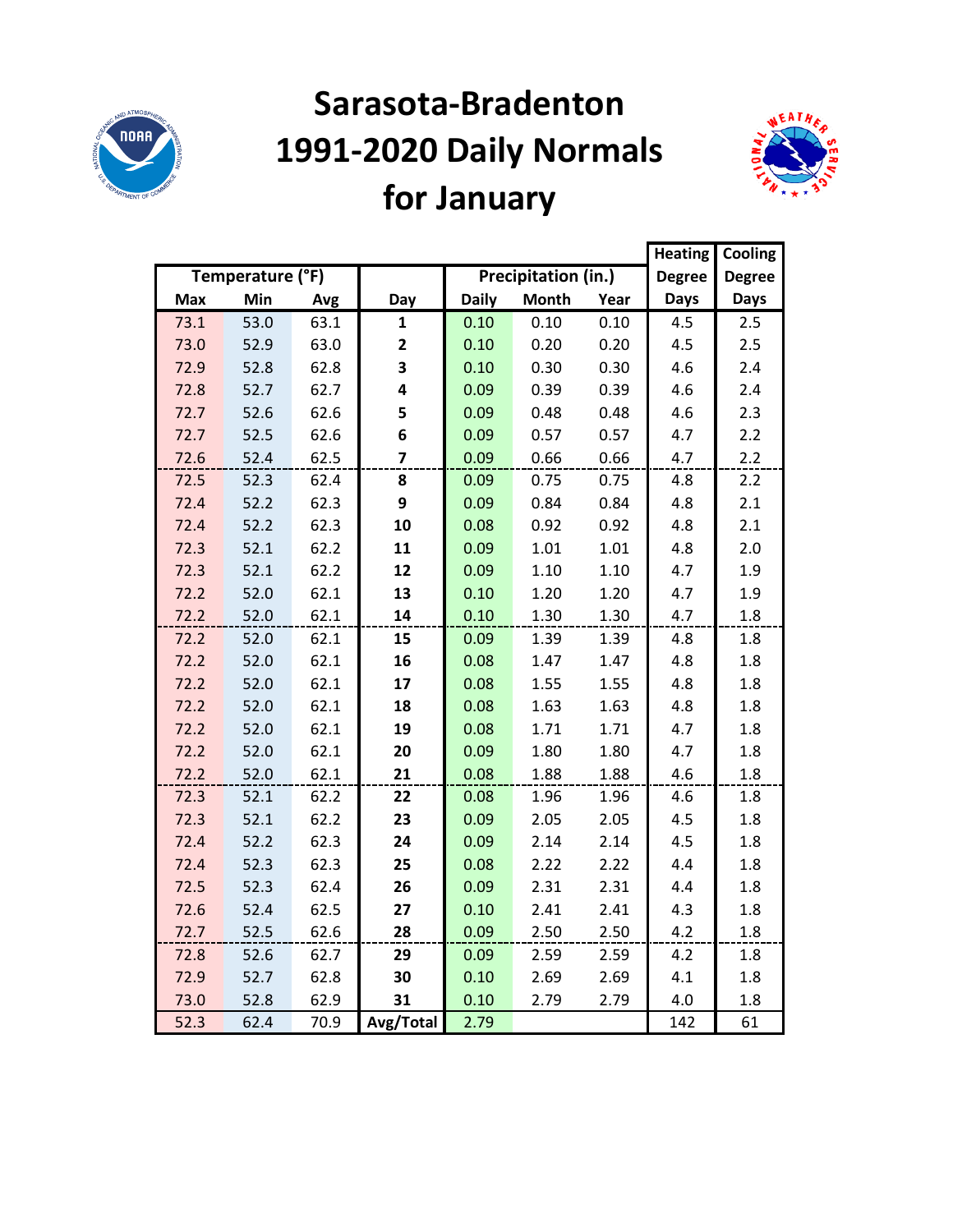# Sarasota-Bradenton 1991-2020 Daily Normals for January

| Temperature (°F) | | | | Precipitation (in.) | | | Heating Degree Days | Cooling Degree Days |
|---|---|---|---|---|---|---|---|---|
| Max | Min | Avg | Day | Daily | Month | Year | | |
| 73.1 | 53.0 | 63.1 | 1 | 0.10 | 0.10 | 0.10 | 4.5 | 2.5 |
| 73.0 | 52.9 | 63.0 | 2 | 0.10 | 0.20 | 0.20 | 4.5 | 2.5 |
| 72.9 | 52.8 | 62.8 | 3 | 0.10 | 0.30 | 0.30 | 4.6 | 2.4 |
| 72.8 | 52.7 | 62.7 | 4 | 0.09 | 0.39 | 0.39 | 4.6 | 2.4 |
| 72.7 | 52.6 | 62.6 | 5 | 0.09 | 0.48 | 0.48 | 4.6 | 2.3 |
| 72.7 | 52.5 | 62.6 | 6 | 0.09 | 0.57 | 0.57 | 4.7 | 2.2 |
| 72.6 | 52.4 | 62.5 | 7 | 0.09 | 0.66 | 0.66 | 4.7 | 2.2 |
| 72.5 | 52.3 | 62.4 | 8 | 0.09 | 0.75 | 0.75 | 4.8 | 2.2 |
| 72.4 | 52.2 | 62.3 | 9 | 0.09 | 0.84 | 0.84 | 4.8 | 2.1 |
| 72.4 | 52.2 | 62.3 | 10 | 0.08 | 0.92 | 0.92 | 4.8 | 2.1 |
| 72.3 | 52.1 | 62.2 | 11 | 0.09 | 1.01 | 1.01 | 4.8 | 2.0 |
| 72.3 | 52.1 | 62.2 | 12 | 0.09 | 1.10 | 1.10 | 4.7 | 1.9 |
| 72.2 | 52.0 | 62.1 | 13 | 0.10 | 1.20 | 1.20 | 4.7 | 1.9 |
| 72.2 | 52.0 | 62.1 | 14 | 0.10 | 1.30 | 1.30 | 4.7 | 1.8 |
| 72.2 | 52.0 | 62.1 | 15 | 0.09 | 1.39 | 1.39 | 4.8 | 1.8 |
| 72.2 | 52.0 | 62.1 | 16 | 0.08 | 1.47 | 1.47 | 4.8 | 1.8 |
| 72.2 | 52.0 | 62.1 | 17 | 0.08 | 1.55 | 1.55 | 4.8 | 1.8 |
| 72.2 | 52.0 | 62.1 | 18 | 0.08 | 1.63 | 1.63 | 4.8 | 1.8 |
| 72.2 | 52.0 | 62.1 | 19 | 0.08 | 1.71 | 1.71 | 4.7 | 1.8 |
| 72.2 | 52.0 | 62.1 | 20 | 0.09 | 1.80 | 1.80 | 4.7 | 1.8 |
| 72.2 | 52.0 | 62.1 | 21 | 0.08 | 1.88 | 1.88 | 4.6 | 1.8 |
| 72.3 | 52.1 | 62.2 | 22 | 0.08 | 1.96 | 1.96 | 4.6 | 1.8 |
| 72.3 | 52.1 | 62.2 | 23 | 0.09 | 2.05 | 2.05 | 4.5 | 1.8 |
| 72.4 | 52.2 | 62.3 | 24 | 0.09 | 2.14 | 2.14 | 4.5 | 1.8 |
| 72.4 | 52.3 | 62.3 | 25 | 0.08 | 2.22 | 2.22 | 4.4 | 1.8 |
| 72.5 | 52.3 | 62.4 | 26 | 0.09 | 2.31 | 2.31 | 4.4 | 1.8 |
| 72.6 | 52.4 | 62.5 | 27 | 0.10 | 2.41 | 2.41 | 4.3 | 1.8 |
| 72.7 | 52.5 | 62.6 | 28 | 0.09 | 2.50 | 2.50 | 4.2 | 1.8 |
| 72.8 | 52.6 | 62.7 | 29 | 0.09 | 2.59 | 2.59 | 4.2 | 1.8 |
| 72.9 | 52.7 | 62.8 | 30 | 0.10 | 2.69 | 2.69 | 4.1 | 1.8 |
| 73.0 | 52.8 | 62.9 | 31 | 0.10 | 2.79 | 2.79 | 4.0 | 1.8 |
| 52.3 | 62.4 | 70.9 | Avg/Total | 2.79 | | | 142 | 61 |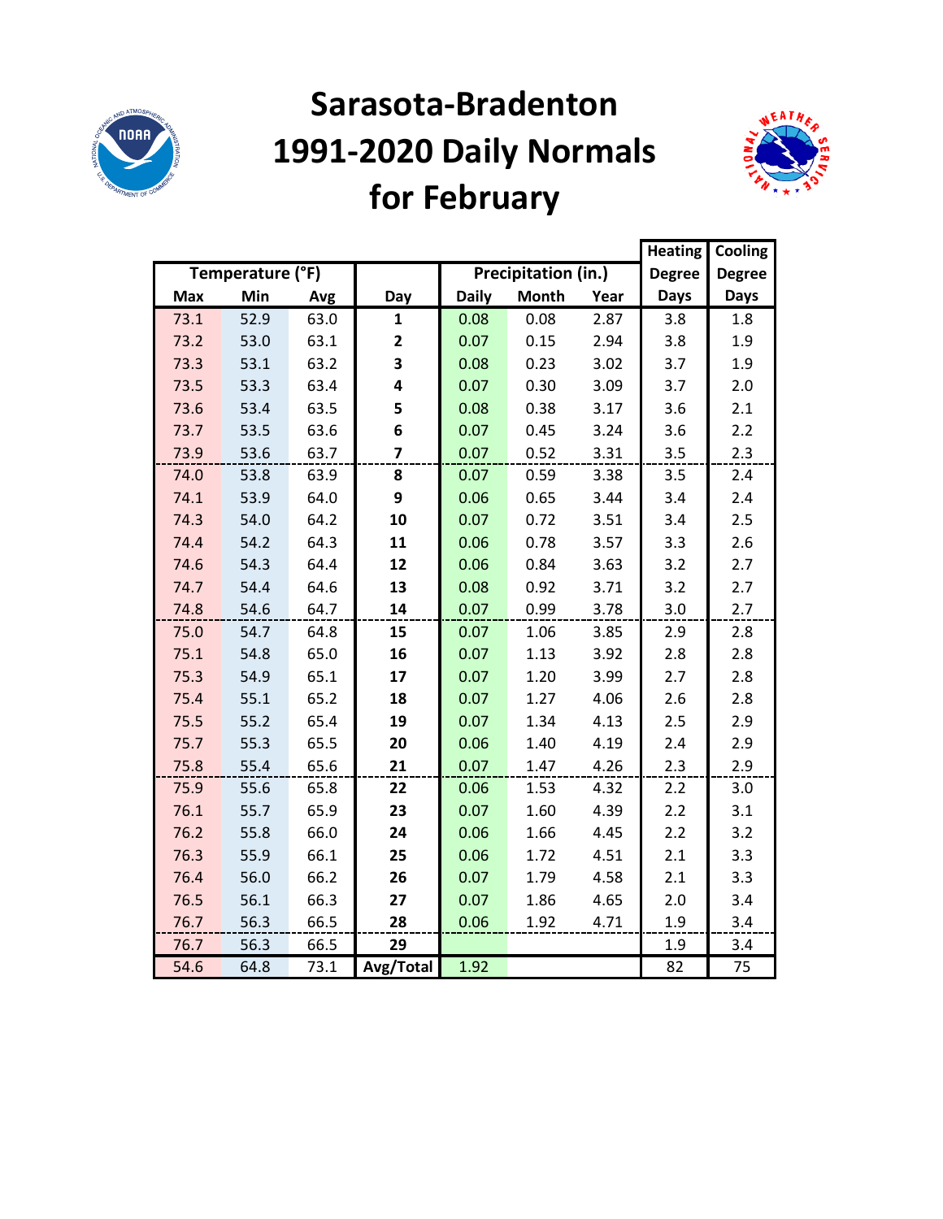# Sarasota-Bradenton 1991-2020 Daily Normals for February

| Temperature (°F) | | | | Precipitation (in.) | | | Heating Degree Days | Cooling Degree Days |
|---|---|---|---|---|---|---|---|---|
| Max | Min | Avg | Day | Daily | Month | Year | | |
| 73.1 | 52.9 | 63.0 | 1 | 0.08 | 0.08 | 2.87 | 3.8 | 1.8 |
| 73.2 | 53.0 | 63.1 | 2 | 0.07 | 0.15 | 2.94 | 3.8 | 1.9 |
| 73.3 | 53.1 | 63.2 | 3 | 0.08 | 0.23 | 3.02 | 3.7 | 1.9 |
| 73.5 | 53.3 | 63.4 | 4 | 0.07 | 0.30 | 3.09 | 3.7 | 2.0 |
| 73.6 | 53.4 | 63.5 | 5 | 0.08 | 0.38 | 3.17 | 3.6 | 2.1 |
| 73.7 | 53.5 | 63.6 | 6 | 0.07 | 0.45 | 3.24 | 3.6 | 2.2 |
| 73.9 | 53.6 | 63.7 | 7 | 0.07 | 0.52 | 3.31 | 3.5 | 2.3 |
| 74.0 | 53.8 | 63.9 | 8 | 0.07 | 0.59 | 3.38 | 3.5 | 2.4 |
| 74.1 | 53.9 | 64.0 | 9 | 0.06 | 0.65 | 3.44 | 3.4 | 2.4 |
| 74.3 | 54.0 | 64.2 | 10 | 0.07 | 0.72 | 3.51 | 3.4 | 2.5 |
| 74.4 | 54.2 | 64.3 | 11 | 0.06 | 0.78 | 3.57 | 3.3 | 2.6 |
| 74.6 | 54.3 | 64.4 | 12 | 0.06 | 0.84 | 3.63 | 3.2 | 2.7 |
| 74.7 | 54.4 | 64.6 | 13 | 0.08 | 0.92 | 3.71 | 3.2 | 2.7 |
| 74.8 | 54.6 | 64.7 | 14 | 0.07 | 0.99 | 3.78 | 3.0 | 2.7 |
| 75.0 | 54.7 | 64.8 | 15 | 0.07 | 1.06 | 3.85 | 2.9 | 2.8 |
| 75.1 | 54.8 | 65.0 | 16 | 0.07 | 1.13 | 3.92 | 2.8 | 2.8 |
| 75.3 | 54.9 | 65.1 | 17 | 0.07 | 1.20 | 3.99 | 2.7 | 2.8 |
| 75.4 | 55.1 | 65.2 | 18 | 0.07 | 1.27 | 4.06 | 2.6 | 2.8 |
| 75.5 | 55.2 | 65.4 | 19 | 0.07 | 1.34 | 4.13 | 2.5 | 2.9 |
| 75.7 | 55.3 | 65.5 | 20 | 0.06 | 1.40 | 4.19 | 2.4 | 2.9 |
| 75.8 | 55.4 | 65.6 | 21 | 0.07 | 1.47 | 4.26 | 2.3 | 2.9 |
| 75.9 | 55.6 | 65.8 | 22 | 0.06 | 1.53 | 4.32 | 2.2 | 3.0 |
| 76.1 | 55.7 | 65.9 | 23 | 0.07 | 1.60 | 4.39 | 2.2 | 3.1 |
| 76.2 | 55.8 | 66.0 | 24 | 0.06 | 1.66 | 4.45 | 2.2 | 3.2 |
| 76.3 | 55.9 | 66.1 | 25 | 0.06 | 1.72 | 4.51 | 2.1 | 3.3 |
| 76.4 | 56.0 | 66.2 | 26 | 0.07 | 1.79 | 4.58 | 2.1 | 3.3 |
| 76.5 | 56.1 | 66.3 | 27 | 0.07 | 1.86 | 4.65 | 2.0 | 3.4 |
| 76.7 | 56.3 | 66.5 | 28 | 0.06 | 1.92 | 4.71 | 1.9 | 3.4 |
| 76.7 | 56.3 | 66.5 | 29 | | | | 1.9 | 3.4 |
| 54.6 | 64.8 | 73.1 | Avg/Total | 1.92 | | | 82 | 75 |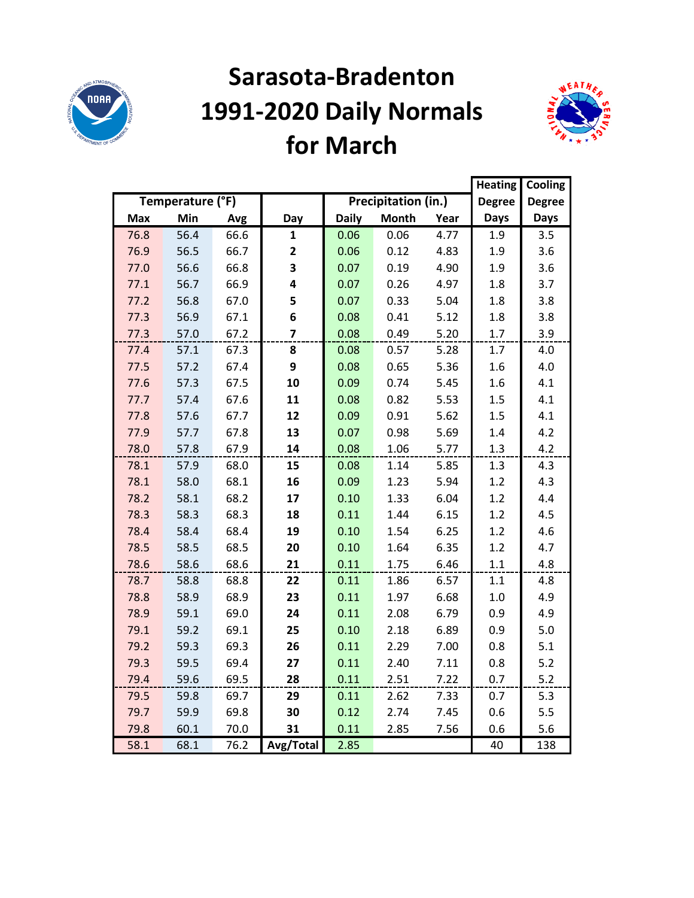# Sarasota-Bradenton 1991-2020 Daily Normals for March

| Temperature (°F) | | | Day | Precipitation (in.) | | | Heating Degree Days | Cooling Degree Days |
|---|---|---|---|---|---|---|---|---|
| Max | Min | Avg | | Daily | Month | Year | | |
| 76.8 | 56.4 | 66.6 | **1** | 0.06 | 0.06 | 4.77 | 1.9 | 3.5 |
| 76.9 | 56.5 | 66.7 | **2** | 0.06 | 0.12 | 4.83 | 1.9 | 3.6 |
| 77.0 | 56.6 | 66.8 | **3** | 0.07 | 0.19 | 4.90 | 1.9 | 3.6 |
| 77.1 | 56.7 | 66.9 | **4** | 0.07 | 0.26 | 4.97 | 1.8 | 3.7 |
| 77.2 | 56.8 | 67.0 | **5** | 0.07 | 0.33 | 5.04 | 1.8 | 3.8 |
| 77.3 | 56.9 | 67.1 | **6** | 0.08 | 0.41 | 5.12 | 1.8 | 3.8 |
| 77.3 | 57.0 | 67.2 | **7** | 0.08 | 0.49 | 5.20 | 1.7 | 3.9 |
| 77.4 | 57.1 | 67.3 | **8** | 0.08 | 0.57 | 5.28 | 1.7 | 4.0 |
| 77.5 | 57.2 | 67.4 | **9** | 0.08 | 0.65 | 5.36 | 1.6 | 4.0 |
| 77.6 | 57.3 | 67.5 | **10** | 0.09 | 0.74 | 5.45 | 1.6 | 4.1 |
| 77.7 | 57.4 | 67.6 | **11** | 0.08 | 0.82 | 5.53 | 1.5 | 4.1 |
| 77.8 | 57.6 | 67.7 | **12** | 0.09 | 0.91 | 5.62 | 1.5 | 4.1 |
| 77.9 | 57.7 | 67.8 | **13** | 0.07 | 0.98 | 5.69 | 1.4 | 4.2 |
| 78.0 | 57.8 | 67.9 | **14** | 0.08 | 1.06 | 5.77 | 1.3 | 4.2 |
| 78.1 | 57.9 | 68.0 | **15** | 0.08 | 1.14 | 5.85 | 1.3 | 4.3 |
| 78.1 | 58.0 | 68.1 | **16** | 0.09 | 1.23 | 5.94 | 1.2 | 4.3 |
| 78.2 | 58.1 | 68.2 | **17** | 0.10 | 1.33 | 6.04 | 1.2 | 4.4 |
| 78.3 | 58.3 | 68.3 | **18** | 0.11 | 1.44 | 6.15 | 1.2 | 4.5 |
| 78.4 | 58.4 | 68.4 | **19** | 0.10 | 1.54 | 6.25 | 1.2 | 4.6 |
| 78.5 | 58.5 | 68.5 | **20** | 0.10 | 1.64 | 6.35 | 1.2 | 4.7 |
| 78.6 | 58.6 | 68.6 | **21** | 0.11 | 1.75 | 6.46 | 1.1 | 4.8 |
| 78.7 | 58.8 | 68.8 | **22** | 0.11 | 1.86 | 6.57 | 1.1 | 4.8 |
| 78.8 | 58.9 | 68.9 | **23** | 0.11 | 1.97 | 6.68 | 1.0 | 4.9 |
| 78.9 | 59.1 | 69.0 | **24** | 0.11 | 2.08 | 6.79 | 0.9 | 4.9 |
| 79.1 | 59.2 | 69.1 | **25** | 0.10 | 2.18 | 6.89 | 0.9 | 5.0 |
| 79.2 | 59.3 | 69.3 | **26** | 0.11 | 2.29 | 7.00 | 0.8 | 5.1 |
| 79.3 | 59.5 | 69.4 | **27** | 0.11 | 2.40 | 7.11 | 0.8 | 5.2 |
| 79.4 | 59.6 | 69.5 | **28** | 0.11 | 2.51 | 7.22 | 0.7 | 5.2 |
| 79.5 | 59.8 | 69.7 | **29** | 0.11 | 2.62 | 7.33 | 0.7 | 5.3 |
| 79.7 | 59.9 | 69.8 | **30** | 0.12 | 2.74 | 7.45 | 0.6 | 5.5 |
| 79.8 | 60.1 | 70.0 | **31** | 0.11 | 2.85 | 7.56 | 0.6 | 5.6 |
| 58.1 | 68.1 | 76.2 | **Avg/Total** | 2.85 | | | 40 | 138 |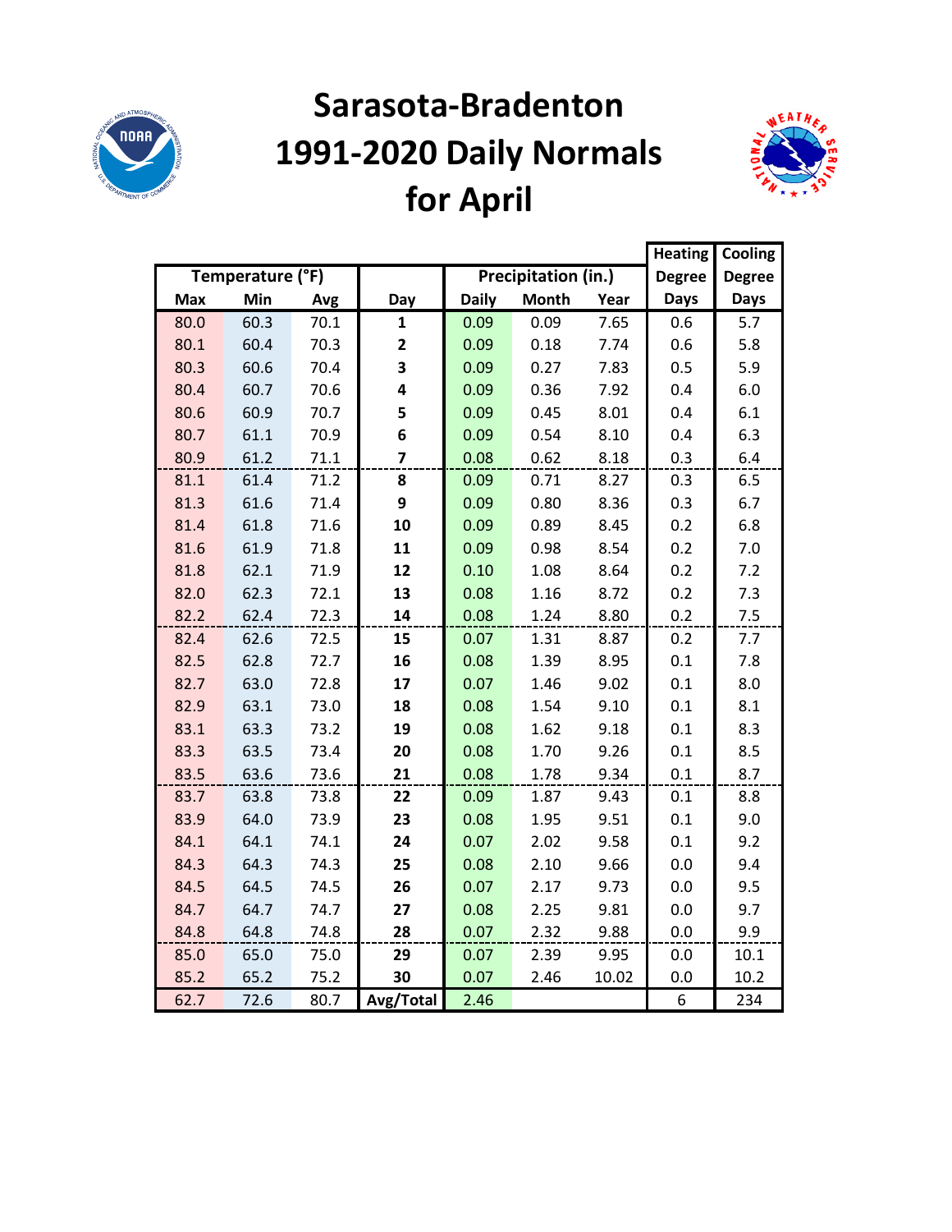# Sarasota-Bradenton 1991-2020 Daily Normals for April

| Temperature (°F) | | | Day | Precipitation (in.) | | | Heating Degree Days | Cooling Degree Days |
|---|---|---|---|---|---|---|---|---|
| Max | Min | Avg | | Daily | Month | Year | | |
| 80.0 | 60.3 | 70.1 | 1 | 0.09 | 0.09 | 7.65 | 0.6 | 5.7 |
| 80.1 | 60.4 | 70.3 | 2 | 0.09 | 0.18 | 7.74 | 0.6 | 5.8 |
| 80.3 | 60.6 | 70.4 | 3 | 0.09 | 0.27 | 7.83 | 0.5 | 5.9 |
| 80.4 | 60.7 | 70.6 | 4 | 0.09 | 0.36 | 7.92 | 0.4 | 6.0 |
| 80.6 | 60.9 | 70.7 | 5 | 0.09 | 0.45 | 8.01 | 0.4 | 6.1 |
| 80.7 | 61.1 | 70.9 | 6 | 0.09 | 0.54 | 8.10 | 0.4 | 6.3 |
| 80.9 | 61.2 | 71.1 | 7 | 0.08 | 0.62 | 8.18 | 0.3 | 6.4 |
| 81.1 | 61.4 | 71.2 | 8 | 0.09 | 0.71 | 8.27 | 0.3 | 6.5 |
| 81.3 | 61.6 | 71.4 | 9 | 0.09 | 0.80 | 8.36 | 0.3 | 6.7 |
| 81.4 | 61.8 | 71.6 | 10 | 0.09 | 0.89 | 8.45 | 0.2 | 6.8 |
| 81.6 | 61.9 | 71.8 | 11 | 0.09 | 0.98 | 8.54 | 0.2 | 7.0 |
| 81.8 | 62.1 | 71.9 | 12 | 0.10 | 1.08 | 8.64 | 0.2 | 7.2 |
| 82.0 | 62.3 | 72.1 | 13 | 0.08 | 1.16 | 8.72 | 0.2 | 7.3 |
| 82.2 | 62.4 | 72.3 | 14 | 0.08 | 1.24 | 8.80 | 0.2 | 7.5 |
| 82.4 | 62.6 | 72.5 | 15 | 0.07 | 1.31 | 8.87 | 0.2 | 7.7 |
| 82.5 | 62.8 | 72.7 | 16 | 0.08 | 1.39 | 8.95 | 0.1 | 7.8 |
| 82.7 | 63.0 | 72.8 | 17 | 0.07 | 1.46 | 9.02 | 0.1 | 8.0 |
| 82.9 | 63.1 | 73.0 | 18 | 0.08 | 1.54 | 9.10 | 0.1 | 8.1 |
| 83.1 | 63.3 | 73.2 | 19 | 0.08 | 1.62 | 9.18 | 0.1 | 8.3 |
| 83.3 | 63.5 | 73.4 | 20 | 0.08 | 1.70 | 9.26 | 0.1 | 8.5 |
| 83.5 | 63.6 | 73.6 | 21 | 0.08 | 1.78 | 9.34 | 0.1 | 8.7 |
| 83.7 | 63.8 | 73.8 | 22 | 0.09 | 1.87 | 9.43 | 0.1 | 8.8 |
| 83.9 | 64.0 | 73.9 | 23 | 0.08 | 1.95 | 9.51 | 0.1 | 9.0 |
| 84.1 | 64.1 | 74.1 | 24 | 0.07 | 2.02 | 9.58 | 0.1 | 9.2 |
| 84.3 | 64.3 | 74.3 | 25 | 0.08 | 2.10 | 9.66 | 0.0 | 9.4 |
| 84.5 | 64.5 | 74.5 | 26 | 0.07 | 2.17 | 9.73 | 0.0 | 9.5 |
| 84.7 | 64.7 | 74.7 | 27 | 0.08 | 2.25 | 9.81 | 0.0 | 9.7 |
| 84.8 | 64.8 | 74.8 | 28 | 0.07 | 2.32 | 9.88 | 0.0 | 9.9 |
| 85.0 | 65.0 | 75.0 | 29 | 0.07 | 2.39 | 9.95 | 0.0 | 10.1 |
| 85.2 | 65.2 | 75.2 | 30 | 0.07 | 2.46 | 10.02 | 0.0 | 10.2 |
| 62.7 | 72.6 | 80.7 | Avg/Total | 2.46 | | | 6 | 234 |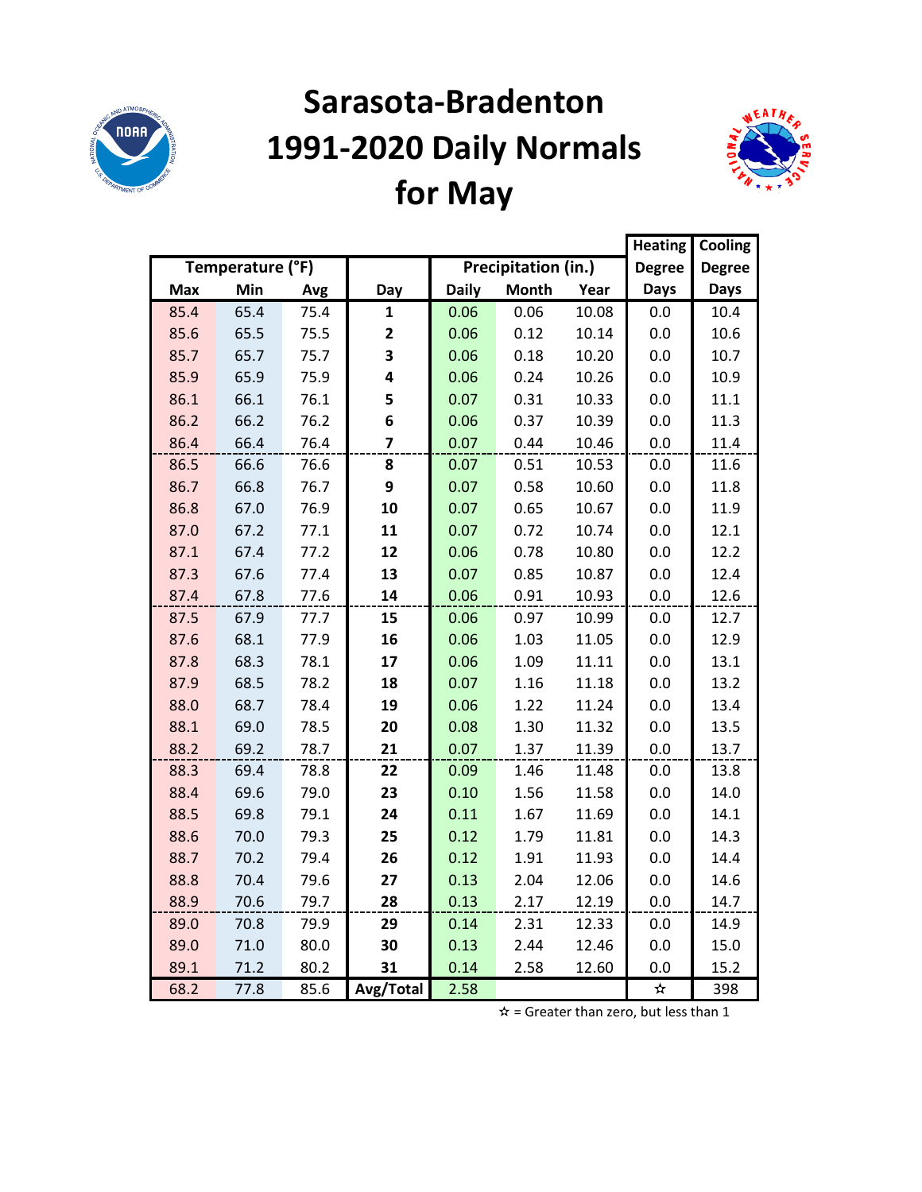# Sarasota-Bradenton 1991-2020 Daily Normals for May

| Temperature (°F) | | | | Precipitation (in.) | | | Heating Degree Days | Cooling Degree Days |
|---|---|---|---|---|---|---|---|---|
| Max | Min | Avg | Day | Daily | Month | Year | | |
| 85.4 | 65.4 | 75.4 | 1 | 0.06 | 0.06 | 10.08 | 0.0 | 10.4 |
| 85.6 | 65.5 | 75.5 | 2 | 0.06 | 0.12 | 10.14 | 0.0 | 10.6 |
| 85.7 | 65.7 | 75.7 | 3 | 0.06 | 0.18 | 10.20 | 0.0 | 10.7 |
| 85.9 | 65.9 | 75.9 | 4 | 0.06 | 0.24 | 10.26 | 0.0 | 10.9 |
| 86.1 | 66.1 | 76.1 | 5 | 0.07 | 0.31 | 10.33 | 0.0 | 11.1 |
| 86.2 | 66.2 | 76.2 | 6 | 0.06 | 0.37 | 10.39 | 0.0 | 11.3 |
| 86.4 | 66.4 | 76.4 | 7 | 0.07 | 0.44 | 10.46 | 0.0 | 11.4 |
| 86.5 | 66.6 | 76.6 | 8 | 0.07 | 0.51 | 10.53 | 0.0 | 11.6 |
| 86.7 | 66.8 | 76.7 | 9 | 0.07 | 0.58 | 10.60 | 0.0 | 11.8 |
| 86.8 | 67.0 | 76.9 | 10 | 0.07 | 0.65 | 10.67 | 0.0 | 11.9 |
| 87.0 | 67.2 | 77.1 | 11 | 0.07 | 0.72 | 10.74 | 0.0 | 12.1 |
| 87.1 | 67.4 | 77.2 | 12 | 0.06 | 0.78 | 10.80 | 0.0 | 12.2 |
| 87.3 | 67.6 | 77.4 | 13 | 0.07 | 0.85 | 10.87 | 0.0 | 12.4 |
| 87.4 | 67.8 | 77.6 | 14 | 0.06 | 0.91 | 10.93 | 0.0 | 12.6 |
| 87.5 | 67.9 | 77.7 | 15 | 0.06 | 0.97 | 10.99 | 0.0 | 12.7 |
| 87.6 | 68.1 | 77.9 | 16 | 0.06 | 1.03 | 11.05 | 0.0 | 12.9 |
| 87.8 | 68.3 | 78.1 | 17 | 0.06 | 1.09 | 11.11 | 0.0 | 13.1 |
| 87.9 | 68.5 | 78.2 | 18 | 0.07 | 1.16 | 11.18 | 0.0 | 13.2 |
| 88.0 | 68.7 | 78.4 | 19 | 0.06 | 1.22 | 11.24 | 0.0 | 13.4 |
| 88.1 | 69.0 | 78.5 | 20 | 0.08 | 1.30 | 11.32 | 0.0 | 13.5 |
| 88.2 | 69.2 | 78.7 | 21 | 0.07 | 1.37 | 11.39 | 0.0 | 13.7 |
| 88.3 | 69.4 | 78.8 | 22 | 0.09 | 1.46 | 11.48 | 0.0 | 13.8 |
| 88.4 | 69.6 | 79.0 | 23 | 0.10 | 1.56 | 11.58 | 0.0 | 14.0 |
| 88.5 | 69.8 | 79.1 | 24 | 0.11 | 1.67 | 11.69 | 0.0 | 14.1 |
| 88.6 | 70.0 | 79.3 | 25 | 0.12 | 1.79 | 11.81 | 0.0 | 14.3 |
| 88.7 | 70.2 | 79.4 | 26 | 0.12 | 1.91 | 11.93 | 0.0 | 14.4 |
| 88.8 | 70.4 | 79.6 | 27 | 0.13 | 2.04 | 12.06 | 0.0 | 14.6 |
| 88.9 | 70.6 | 79.7 | 28 | 0.13 | 2.17 | 12.19 | 0.0 | 14.7 |
| 89.0 | 70.8 | 79.9 | 29 | 0.14 | 2.31 | 12.33 | 0.0 | 14.9 |
| 89.0 | 71.0 | 80.0 | 30 | 0.13 | 2.44 | 12.46 | 0.0 | 15.0 |
| 89.1 | 71.2 | 80.2 | 31 | 0.14 | 2.58 | 12.60 | 0.0 | 15.2 |
| 68.2 | 77.8 | 85.6 | Avg/Total | 2.58 | | | ☆ | 398 |

☆ = Greater than zero, but less than 1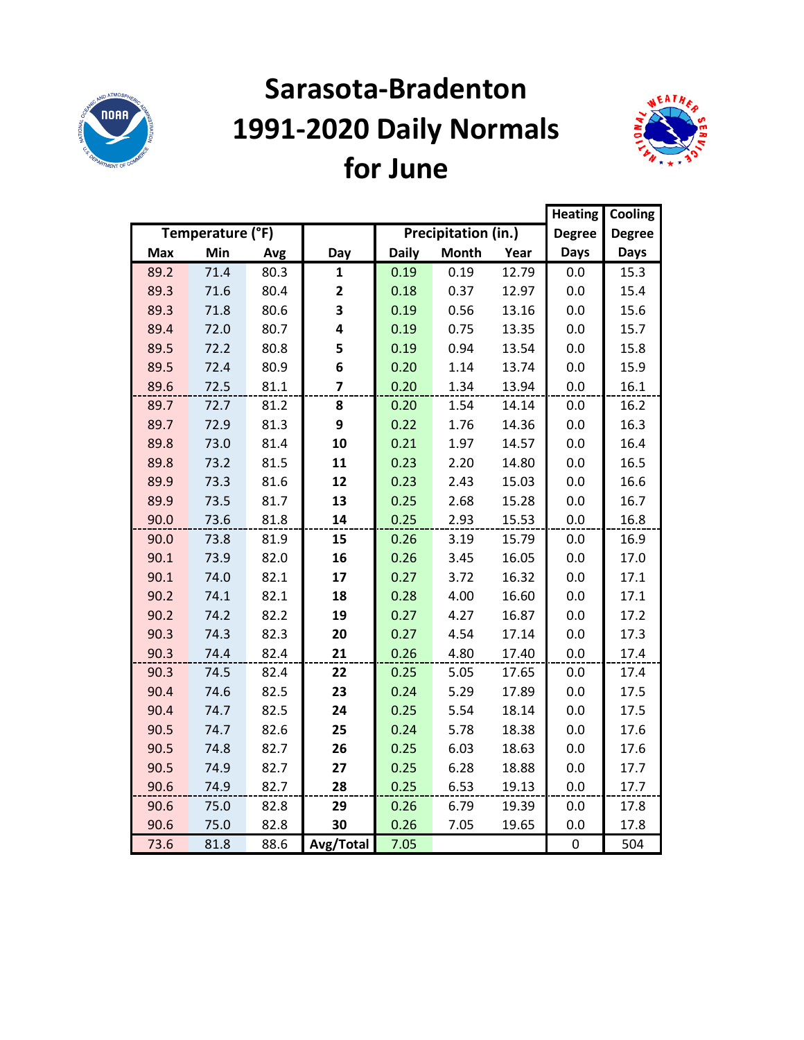# Sarasota-Bradenton 1991-2020 Daily Normals for June

| Temperature (°F) | | | | Precipitation (in.) | | | Heating Degree Days | Cooling Degree Days |
|---|---|---|---|---|---|---|---|---|
| Max | Min | Avg | Day | Daily | Month | Year | | |
| 89.2 | 71.4 | 80.3 | **1** | 0.19 | 0.19 | 12.79 | 0.0 | 15.3 |
| 89.3 | 71.6 | 80.4 | **2** | 0.18 | 0.37 | 12.97 | 0.0 | 15.4 |
| 89.3 | 71.8 | 80.6 | **3** | 0.19 | 0.56 | 13.16 | 0.0 | 15.6 |
| 89.4 | 72.0 | 80.7 | **4** | 0.19 | 0.75 | 13.35 | 0.0 | 15.7 |
| 89.5 | 72.2 | 80.8 | **5** | 0.19 | 0.94 | 13.54 | 0.0 | 15.8 |
| 89.5 | 72.4 | 80.9 | **6** | 0.20 | 1.14 | 13.74 | 0.0 | 15.9 |
| 89.6 | 72.5 | 81.1 | **7** | 0.20 | 1.34 | 13.94 | 0.0 | 16.1 |
| 89.7 | 72.7 | 81.2 | **8** | 0.20 | 1.54 | 14.14 | 0.0 | 16.2 |
| 89.7 | 72.9 | 81.3 | **9** | 0.22 | 1.76 | 14.36 | 0.0 | 16.3 |
| 89.8 | 73.0 | 81.4 | **10** | 0.21 | 1.97 | 14.57 | 0.0 | 16.4 |
| 89.8 | 73.2 | 81.5 | **11** | 0.23 | 2.20 | 14.80 | 0.0 | 16.5 |
| 89.9 | 73.3 | 81.6 | **12** | 0.23 | 2.43 | 15.03 | 0.0 | 16.6 |
| 89.9 | 73.5 | 81.7 | **13** | 0.25 | 2.68 | 15.28 | 0.0 | 16.7 |
| 90.0 | 73.6 | 81.8 | **14** | 0.25 | 2.93 | 15.53 | 0.0 | 16.8 |
| 90.0 | 73.8 | 81.9 | **15** | 0.26 | 3.19 | 15.79 | 0.0 | 16.9 |
| 90.1 | 73.9 | 82.0 | **16** | 0.26 | 3.45 | 16.05 | 0.0 | 17.0 |
| 90.1 | 74.0 | 82.1 | **17** | 0.27 | 3.72 | 16.32 | 0.0 | 17.1 |
| 90.2 | 74.1 | 82.1 | **18** | 0.28 | 4.00 | 16.60 | 0.0 | 17.1 |
| 90.2 | 74.2 | 82.2 | **19** | 0.27 | 4.27 | 16.87 | 0.0 | 17.2 |
| 90.3 | 74.3 | 82.3 | **20** | 0.27 | 4.54 | 17.14 | 0.0 | 17.3 |
| 90.3 | 74.4 | 82.4 | **21** | 0.26 | 4.80 | 17.40 | 0.0 | 17.4 |
| 90.3 | 74.5 | 82.4 | **22** | 0.25 | 5.05 | 17.65 | 0.0 | 17.4 |
| 90.4 | 74.6 | 82.5 | **23** | 0.24 | 5.29 | 17.89 | 0.0 | 17.5 |
| 90.4 | 74.7 | 82.5 | **24** | 0.25 | 5.54 | 18.14 | 0.0 | 17.5 |
| 90.5 | 74.7 | 82.6 | **25** | 0.24 | 5.78 | 18.38 | 0.0 | 17.6 |
| 90.5 | 74.8 | 82.7 | **26** | 0.25 | 6.03 | 18.63 | 0.0 | 17.6 |
| 90.5 | 74.9 | 82.7 | **27** | 0.25 | 6.28 | 18.88 | 0.0 | 17.7 |
| 90.6 | 74.9 | 82.7 | **28** | 0.25 | 6.53 | 19.13 | 0.0 | 17.7 |
| 90.6 | 75.0 | 82.8 | **29** | 0.26 | 6.79 | 19.39 | 0.0 | 17.8 |
| 90.6 | 75.0 | 82.8 | **30** | 0.26 | 7.05 | 19.65 | 0.0 | 17.8 |
| 73.6 | 81.8 | 88.6 | **Avg/Total** | 7.05 | | | 0 | 504 |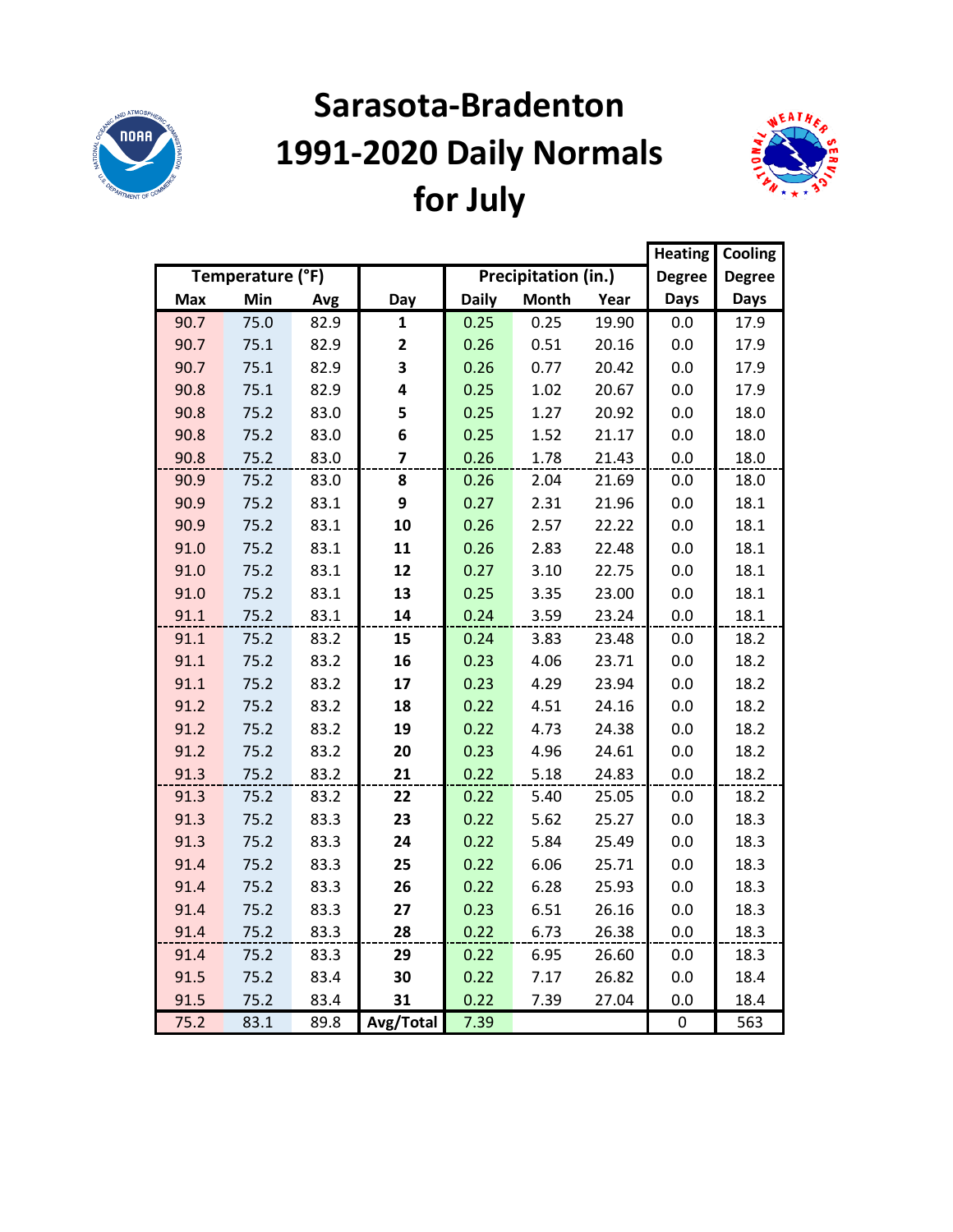# Sarasota-Bradenton
# 1991-2020 Daily Normals
# for July

| Temperature (°F) | | | | Precipitation (in.) | | | Heating Degree | Cooling Degree |
|---|---|---|---|---|---|---|---|---|
| Max | Min | Avg | Day | Daily | Month | Year | Days | Days |
| 90.7 | 75.0 | 82.9 | **1** | 0.25 | 0.25 | 19.90 | 0.0 | 17.9 |
| 90.7 | 75.1 | 82.9 | **2** | 0.26 | 0.51 | 20.16 | 0.0 | 17.9 |
| 90.7 | 75.1 | 82.9 | **3** | 0.26 | 0.77 | 20.42 | 0.0 | 17.9 |
| 90.8 | 75.1 | 82.9 | **4** | 0.25 | 1.02 | 20.67 | 0.0 | 17.9 |
| 90.8 | 75.2 | 83.0 | **5** | 0.25 | 1.27 | 20.92 | 0.0 | 18.0 |
| 90.8 | 75.2 | 83.0 | **6** | 0.25 | 1.52 | 21.17 | 0.0 | 18.0 |
| 90.8 | 75.2 | 83.0 | **7** | 0.26 | 1.78 | 21.43 | 0.0 | 18.0 |
| 90.9 | 75.2 | 83.0 | **8** | 0.26 | 2.04 | 21.69 | 0.0 | 18.0 |
| 90.9 | 75.2 | 83.1 | **9** | 0.27 | 2.31 | 21.96 | 0.0 | 18.1 |
| 90.9 | 75.2 | 83.1 | **10** | 0.26 | 2.57 | 22.22 | 0.0 | 18.1 |
| 91.0 | 75.2 | 83.1 | **11** | 0.26 | 2.83 | 22.48 | 0.0 | 18.1 |
| 91.0 | 75.2 | 83.1 | **12** | 0.27 | 3.10 | 22.75 | 0.0 | 18.1 |
| 91.0 | 75.2 | 83.1 | **13** | 0.25 | 3.35 | 23.00 | 0.0 | 18.1 |
| 91.1 | 75.2 | 83.1 | **14** | 0.24 | 3.59 | 23.24 | 0.0 | 18.1 |
| 91.1 | 75.2 | 83.2 | **15** | 0.24 | 3.83 | 23.48 | 0.0 | 18.2 |
| 91.1 | 75.2 | 83.2 | **16** | 0.23 | 4.06 | 23.71 | 0.0 | 18.2 |
| 91.1 | 75.2 | 83.2 | **17** | 0.23 | 4.29 | 23.94 | 0.0 | 18.2 |
| 91.2 | 75.2 | 83.2 | **18** | 0.22 | 4.51 | 24.16 | 0.0 | 18.2 |
| 91.2 | 75.2 | 83.2 | **19** | 0.22 | 4.73 | 24.38 | 0.0 | 18.2 |
| 91.2 | 75.2 | 83.2 | **20** | 0.23 | 4.96 | 24.61 | 0.0 | 18.2 |
| 91.3 | 75.2 | 83.2 | **21** | 0.22 | 5.18 | 24.83 | 0.0 | 18.2 |
| 91.3 | 75.2 | 83.2 | **22** | 0.22 | 5.40 | 25.05 | 0.0 | 18.2 |
| 91.3 | 75.2 | 83.3 | **23** | 0.22 | 5.62 | 25.27 | 0.0 | 18.3 |
| 91.3 | 75.2 | 83.3 | **24** | 0.22 | 5.84 | 25.49 | 0.0 | 18.3 |
| 91.4 | 75.2 | 83.3 | **25** | 0.22 | 6.06 | 25.71 | 0.0 | 18.3 |
| 91.4 | 75.2 | 83.3 | **26** | 0.22 | 6.28 | 25.93 | 0.0 | 18.3 |
| 91.4 | 75.2 | 83.3 | **27** | 0.23 | 6.51 | 26.16 | 0.0 | 18.3 |
| 91.4 | 75.2 | 83.3 | **28** | 0.22 | 6.73 | 26.38 | 0.0 | 18.3 |
| 91.4 | 75.2 | 83.3 | **29** | 0.22 | 6.95 | 26.60 | 0.0 | 18.3 |
| 91.5 | 75.2 | 83.4 | **30** | 0.22 | 7.17 | 26.82 | 0.0 | 18.4 |
| 91.5 | 75.2 | 83.4 | **31** | 0.22 | 7.39 | 27.04 | 0.0 | 18.4 |
| 75.2 | 83.1 | 89.8 | **Avg/Total** | 7.39 | | | 0 | 563 |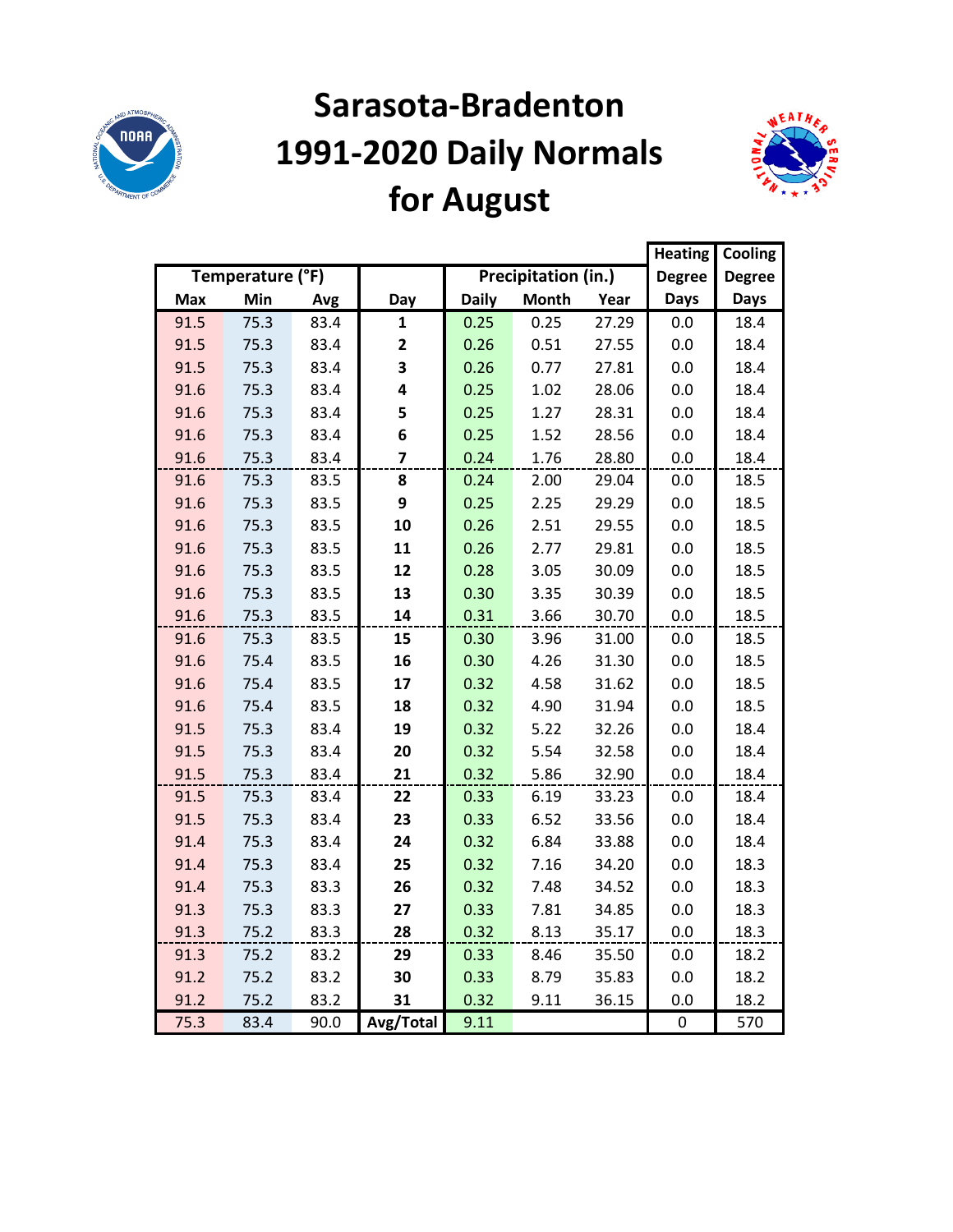# Sarasota-Bradenton 1991-2020 Daily Normals for August

| Temperature (°F) | | | | Precipitation (in.) | | | Heating Degree Days | Cooling Degree Days |
|---|---|---|---|---|---|---|---|---|
| Max | Min | Avg | Day | Daily | Month | Year | | |
| 91.5 | 75.3 | 83.4 | 1 | 0.25 | 0.25 | 27.29 | 0.0 | 18.4 |
| 91.5 | 75.3 | 83.4 | 2 | 0.26 | 0.51 | 27.55 | 0.0 | 18.4 |
| 91.5 | 75.3 | 83.4 | 3 | 0.26 | 0.77 | 27.81 | 0.0 | 18.4 |
| 91.6 | 75.3 | 83.4 | 4 | 0.25 | 1.02 | 28.06 | 0.0 | 18.4 |
| 91.6 | 75.3 | 83.4 | 5 | 0.25 | 1.27 | 28.31 | 0.0 | 18.4 |
| 91.6 | 75.3 | 83.4 | 6 | 0.25 | 1.52 | 28.56 | 0.0 | 18.4 |
| 91.6 | 75.3 | 83.4 | 7 | 0.24 | 1.76 | 28.80 | 0.0 | 18.4 |
| 91.6 | 75.3 | 83.5 | 8 | 0.24 | 2.00 | 29.04 | 0.0 | 18.5 |
| 91.6 | 75.3 | 83.5 | 9 | 0.25 | 2.25 | 29.29 | 0.0 | 18.5 |
| 91.6 | 75.3 | 83.5 | 10 | 0.26 | 2.51 | 29.55 | 0.0 | 18.5 |
| 91.6 | 75.3 | 83.5 | 11 | 0.26 | 2.77 | 29.81 | 0.0 | 18.5 |
| 91.6 | 75.3 | 83.5 | 12 | 0.28 | 3.05 | 30.09 | 0.0 | 18.5 |
| 91.6 | 75.3 | 83.5 | 13 | 0.30 | 3.35 | 30.39 | 0.0 | 18.5 |
| 91.6 | 75.3 | 83.5 | 14 | 0.31 | 3.66 | 30.70 | 0.0 | 18.5 |
| 91.6 | 75.3 | 83.5 | 15 | 0.30 | 3.96 | 31.00 | 0.0 | 18.5 |
| 91.6 | 75.4 | 83.5 | 16 | 0.30 | 4.26 | 31.30 | 0.0 | 18.5 |
| 91.6 | 75.4 | 83.5 | 17 | 0.32 | 4.58 | 31.62 | 0.0 | 18.5 |
| 91.6 | 75.4 | 83.5 | 18 | 0.32 | 4.90 | 31.94 | 0.0 | 18.5 |
| 91.5 | 75.3 | 83.4 | 19 | 0.32 | 5.22 | 32.26 | 0.0 | 18.4 |
| 91.5 | 75.3 | 83.4 | 20 | 0.32 | 5.54 | 32.58 | 0.0 | 18.4 |
| 91.5 | 75.3 | 83.4 | 21 | 0.32 | 5.86 | 32.90 | 0.0 | 18.4 |
| 91.5 | 75.3 | 83.4 | 22 | 0.33 | 6.19 | 33.23 | 0.0 | 18.4 |
| 91.5 | 75.3 | 83.4 | 23 | 0.33 | 6.52 | 33.56 | 0.0 | 18.4 |
| 91.4 | 75.3 | 83.4 | 24 | 0.32 | 6.84 | 33.88 | 0.0 | 18.4 |
| 91.4 | 75.3 | 83.4 | 25 | 0.32 | 7.16 | 34.20 | 0.0 | 18.3 |
| 91.4 | 75.3 | 83.3 | 26 | 0.32 | 7.48 | 34.52 | 0.0 | 18.3 |
| 91.3 | 75.3 | 83.3 | 27 | 0.33 | 7.81 | 34.85 | 0.0 | 18.3 |
| 91.3 | 75.2 | 83.3 | 28 | 0.32 | 8.13 | 35.17 | 0.0 | 18.3 |
| 91.3 | 75.2 | 83.2 | 29 | 0.33 | 8.46 | 35.50 | 0.0 | 18.2 |
| 91.2 | 75.2 | 83.2 | 30 | 0.33 | 8.79 | 35.83 | 0.0 | 18.2 |
| 91.2 | 75.2 | 83.2 | 31 | 0.32 | 9.11 | 36.15 | 0.0 | 18.2 |
| 75.3 | 83.4 | 90.0 | Avg/Total | 9.11 | | | 0 | 570 |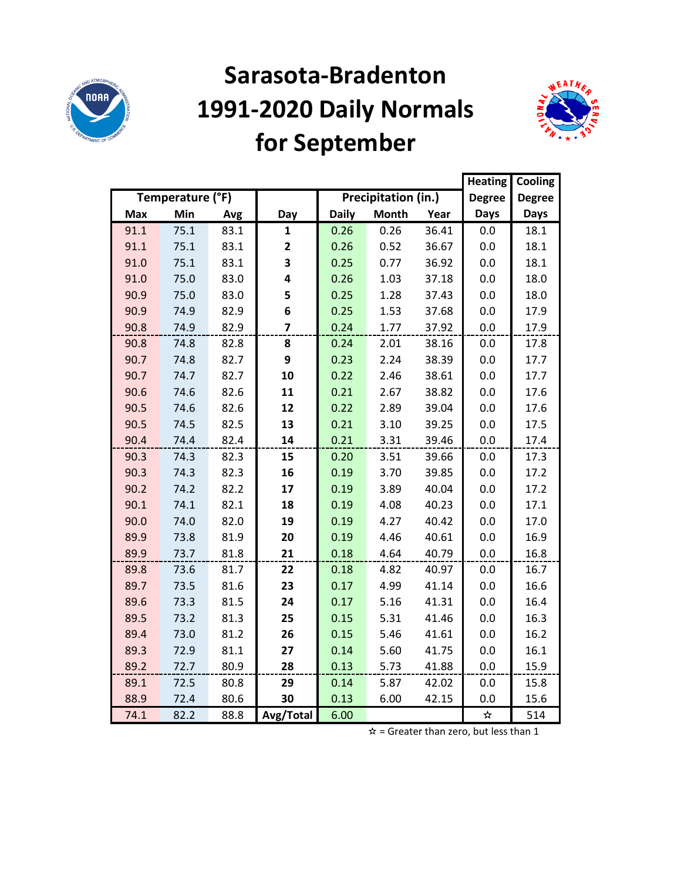# Sarasota-Bradenton 1991-2020 Daily Normals for September

| Temperature (°F) | | | | Precipitation (in.) | | | Heating Degree Days | Cooling Degree Days |
|---|---|---|---|---|---|---|---|---|
| Max | Min | Avg | Day | Daily | Month | Year | | |
| 91.1 | 75.1 | 83.1 | 1 | 0.26 | 0.26 | 36.41 | 0.0 | 18.1 |
| 91.1 | 75.1 | 83.1 | 2 | 0.26 | 0.52 | 36.67 | 0.0 | 18.1 |
| 91.0 | 75.1 | 83.1 | 3 | 0.25 | 0.77 | 36.92 | 0.0 | 18.1 |
| 91.0 | 75.0 | 83.0 | 4 | 0.26 | 1.03 | 37.18 | 0.0 | 18.0 |
| 90.9 | 75.0 | 83.0 | 5 | 0.25 | 1.28 | 37.43 | 0.0 | 18.0 |
| 90.9 | 74.9 | 82.9 | 6 | 0.25 | 1.53 | 37.68 | 0.0 | 17.9 |
| 90.8 | 74.9 | 82.9 | 7 | 0.24 | 1.77 | 37.92 | 0.0 | 17.9 |
| 90.8 | 74.8 | 82.8 | 8 | 0.24 | 2.01 | 38.16 | 0.0 | 17.8 |
| 90.7 | 74.8 | 82.7 | 9 | 0.23 | 2.24 | 38.39 | 0.0 | 17.7 |
| 90.7 | 74.7 | 82.7 | 10 | 0.22 | 2.46 | 38.61 | 0.0 | 17.7 |
| 90.6 | 74.6 | 82.6 | 11 | 0.21 | 2.67 | 38.82 | 0.0 | 17.6 |
| 90.5 | 74.6 | 82.6 | 12 | 0.22 | 2.89 | 39.04 | 0.0 | 17.6 |
| 90.5 | 74.5 | 82.5 | 13 | 0.21 | 3.10 | 39.25 | 0.0 | 17.5 |
| 90.4 | 74.4 | 82.4 | 14 | 0.21 | 3.31 | 39.46 | 0.0 | 17.4 |
| 90.3 | 74.3 | 82.3 | 15 | 0.20 | 3.51 | 39.66 | 0.0 | 17.3 |
| 90.3 | 74.3 | 82.3 | 16 | 0.19 | 3.70 | 39.85 | 0.0 | 17.2 |
| 90.2 | 74.2 | 82.2 | 17 | 0.19 | 3.89 | 40.04 | 0.0 | 17.2 |
| 90.1 | 74.1 | 82.1 | 18 | 0.19 | 4.08 | 40.23 | 0.0 | 17.1 |
| 90.0 | 74.0 | 82.0 | 19 | 0.19 | 4.27 | 40.42 | 0.0 | 17.0 |
| 89.9 | 73.8 | 81.9 | 20 | 0.19 | 4.46 | 40.61 | 0.0 | 16.9 |
| 89.9 | 73.7 | 81.8 | 21 | 0.18 | 4.64 | 40.79 | 0.0 | 16.8 |
| 89.8 | 73.6 | 81.7 | 22 | 0.18 | 4.82 | 40.97 | 0.0 | 16.7 |
| 89.7 | 73.5 | 81.6 | 23 | 0.17 | 4.99 | 41.14 | 0.0 | 16.6 |
| 89.6 | 73.3 | 81.5 | 24 | 0.17 | 5.16 | 41.31 | 0.0 | 16.4 |
| 89.5 | 73.2 | 81.3 | 25 | 0.15 | 5.31 | 41.46 | 0.0 | 16.3 |
| 89.4 | 73.0 | 81.2 | 26 | 0.15 | 5.46 | 41.61 | 0.0 | 16.2 |
| 89.3 | 72.9 | 81.1 | 27 | 0.14 | 5.60 | 41.75 | 0.0 | 16.1 |
| 89.2 | 72.7 | 80.9 | 28 | 0.13 | 5.73 | 41.88 | 0.0 | 15.9 |
| 89.1 | 72.5 | 80.8 | 29 | 0.14 | 5.87 | 42.02 | 0.0 | 15.8 |
| 88.9 | 72.4 | 80.6 | 30 | 0.13 | 6.00 | 42.15 | 0.0 | 15.6 |
| 74.1 | 82.2 | 88.8 | Avg/Total | 6.00 | | | ☆ | 514 |

☆ = Greater than zero, but less than 1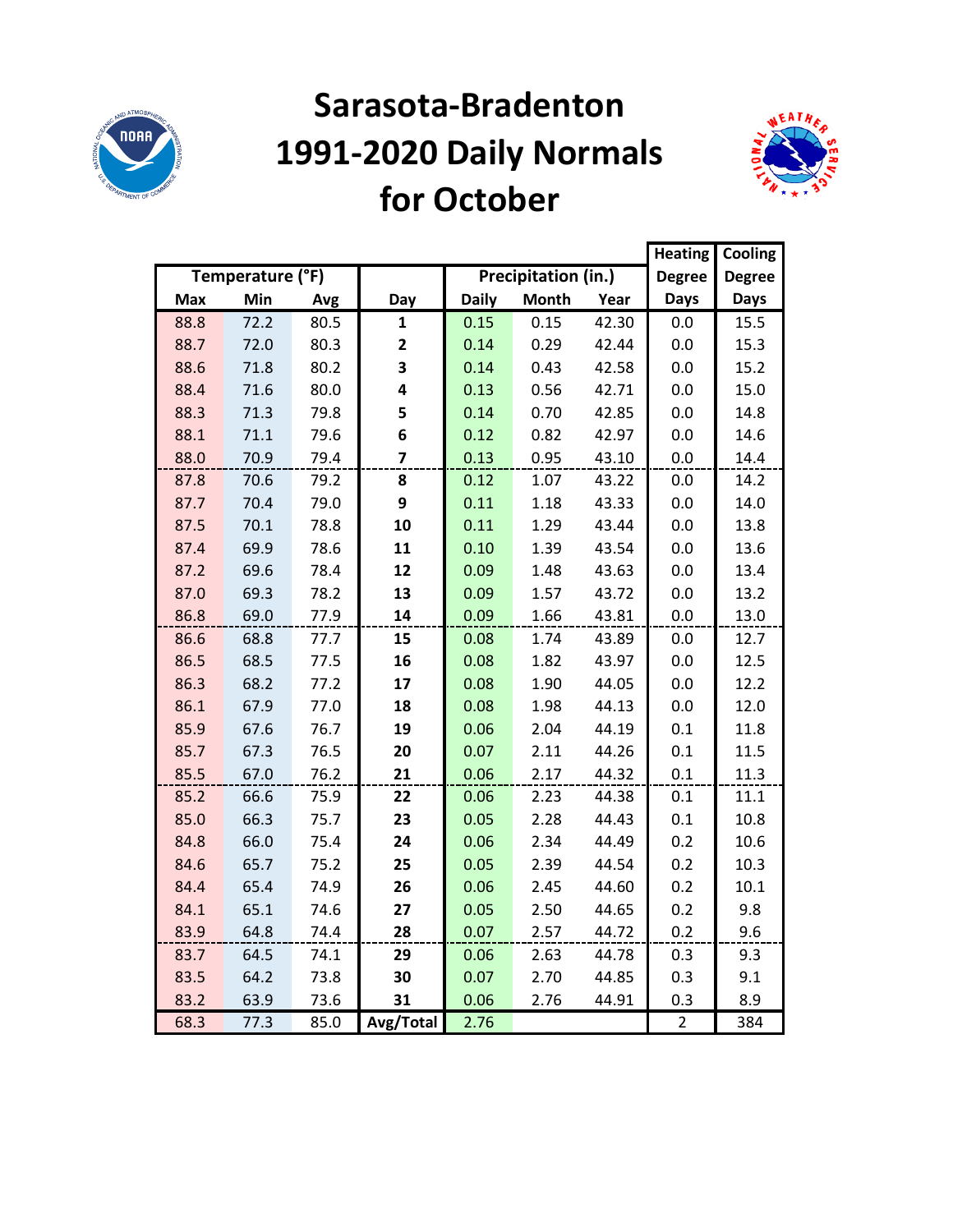# Sarasota-Bradenton 1991-2020 Daily Normals for October

| Temperature (°F) | | | | Precipitation (in.) | | | Heating Degree Days | Cooling Degree Days |
|---|---|---|---|---|---|---|---|---|
| Max | Min | Avg | Day | Daily | Month | Year | | |
| 88.8 | 72.2 | 80.5 | 1 | 0.15 | 0.15 | 42.30 | 0.0 | 15.5 |
| 88.7 | 72.0 | 80.3 | 2 | 0.14 | 0.29 | 42.44 | 0.0 | 15.3 |
| 88.6 | 71.8 | 80.2 | 3 | 0.14 | 0.43 | 42.58 | 0.0 | 15.2 |
| 88.4 | 71.6 | 80.0 | 4 | 0.13 | 0.56 | 42.71 | 0.0 | 15.0 |
| 88.3 | 71.3 | 79.8 | 5 | 0.14 | 0.70 | 42.85 | 0.0 | 14.8 |
| 88.1 | 71.1 | 79.6 | 6 | 0.12 | 0.82 | 42.97 | 0.0 | 14.6 |
| 88.0 | 70.9 | 79.4 | 7 | 0.13 | 0.95 | 43.10 | 0.0 | 14.4 |
| 87.8 | 70.6 | 79.2 | 8 | 0.12 | 1.07 | 43.22 | 0.0 | 14.2 |
| 87.7 | 70.4 | 79.0 | 9 | 0.11 | 1.18 | 43.33 | 0.0 | 14.0 |
| 87.5 | 70.1 | 78.8 | 10 | 0.11 | 1.29 | 43.44 | 0.0 | 13.8 |
| 87.4 | 69.9 | 78.6 | 11 | 0.10 | 1.39 | 43.54 | 0.0 | 13.6 |
| 87.2 | 69.6 | 78.4 | 12 | 0.09 | 1.48 | 43.63 | 0.0 | 13.4 |
| 87.0 | 69.3 | 78.2 | 13 | 0.09 | 1.57 | 43.72 | 0.0 | 13.2 |
| 86.8 | 69.0 | 77.9 | 14 | 0.09 | 1.66 | 43.81 | 0.0 | 13.0 |
| 86.6 | 68.8 | 77.7 | 15 | 0.08 | 1.74 | 43.89 | 0.0 | 12.7 |
| 86.5 | 68.5 | 77.5 | 16 | 0.08 | 1.82 | 43.97 | 0.0 | 12.5 |
| 86.3 | 68.2 | 77.2 | 17 | 0.08 | 1.90 | 44.05 | 0.0 | 12.2 |
| 86.1 | 67.9 | 77.0 | 18 | 0.08 | 1.98 | 44.13 | 0.0 | 12.0 |
| 85.9 | 67.6 | 76.7 | 19 | 0.06 | 2.04 | 44.19 | 0.1 | 11.8 |
| 85.7 | 67.3 | 76.5 | 20 | 0.07 | 2.11 | 44.26 | 0.1 | 11.5 |
| 85.5 | 67.0 | 76.2 | 21 | 0.06 | 2.17 | 44.32 | 0.1 | 11.3 |
| 85.2 | 66.6 | 75.9 | 22 | 0.06 | 2.23 | 44.38 | 0.1 | 11.1 |
| 85.0 | 66.3 | 75.7 | 23 | 0.05 | 2.28 | 44.43 | 0.1 | 10.8 |
| 84.8 | 66.0 | 75.4 | 24 | 0.06 | 2.34 | 44.49 | 0.2 | 10.6 |
| 84.6 | 65.7 | 75.2 | 25 | 0.05 | 2.39 | 44.54 | 0.2 | 10.3 |
| 84.4 | 65.4 | 74.9 | 26 | 0.06 | 2.45 | 44.60 | 0.2 | 10.1 |
| 84.1 | 65.1 | 74.6 | 27 | 0.05 | 2.50 | 44.65 | 0.2 | 9.8 |
| 83.9 | 64.8 | 74.4 | 28 | 0.07 | 2.57 | 44.72 | 0.2 | 9.6 |
| 83.7 | 64.5 | 74.1 | 29 | 0.06 | 2.63 | 44.78 | 0.3 | 9.3 |
| 83.5 | 64.2 | 73.8 | 30 | 0.07 | 2.70 | 44.85 | 0.3 | 9.1 |
| 83.2 | 63.9 | 73.6 | 31 | 0.06 | 2.76 | 44.91 | 0.3 | 8.9 |
| 68.3 | 77.3 | 85.0 | Avg/Total | 2.76 | | | 2 | 384 |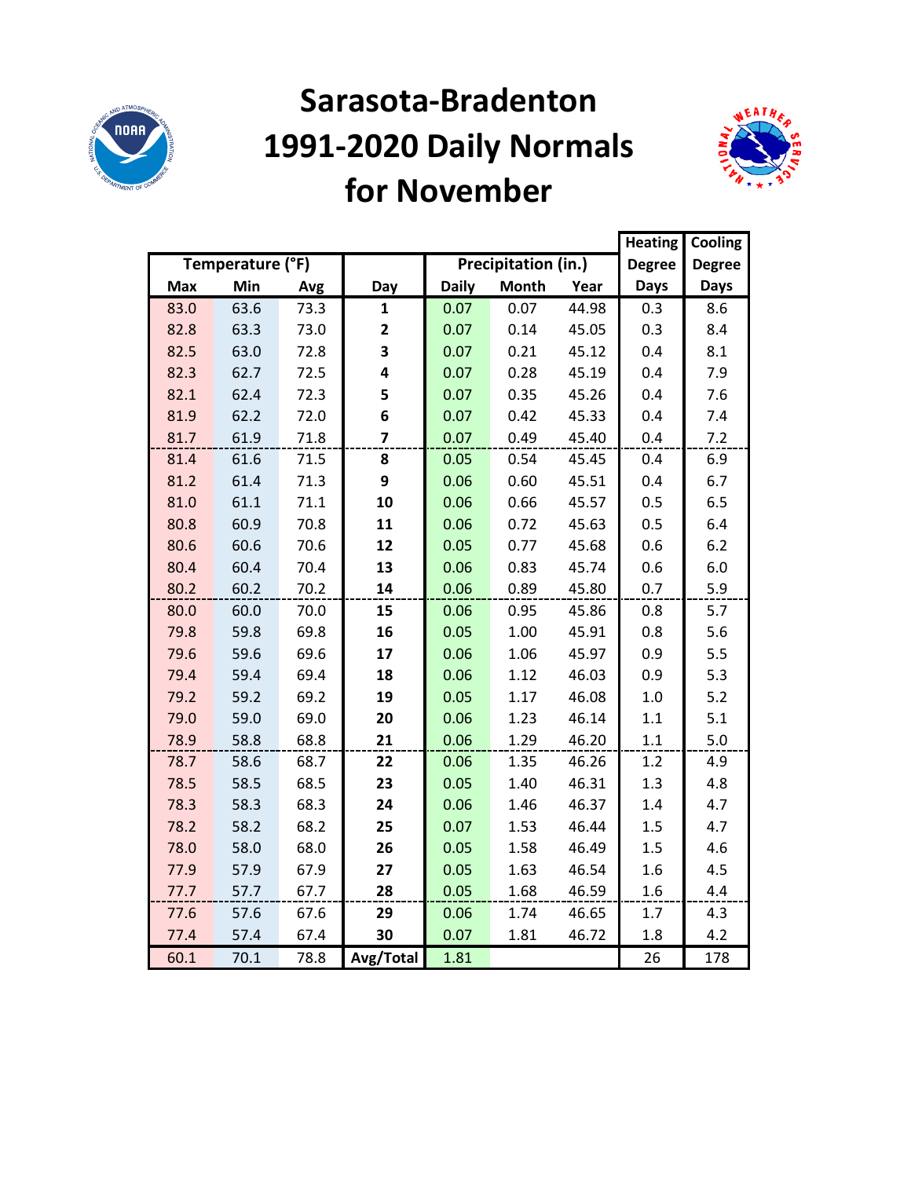# Sarasota-Bradenton 1991-2020 Daily Normals for November

| Temperature (°F) | | | | Precipitation (in.) | | | Heating Degree Days | Cooling Degree Days |
|---|---|---|---|---|---|---|---|---|
| Max | Min | Avg | Day | Daily | Month | Year | | |
| 83.0 | 63.6 | 73.3 | **1** | 0.07 | 0.07 | 44.98 | 0.3 | 8.6 |
| 82.8 | 63.3 | 73.0 | **2** | 0.07 | 0.14 | 45.05 | 0.3 | 8.4 |
| 82.5 | 63.0 | 72.8 | **3** | 0.07 | 0.21 | 45.12 | 0.4 | 8.1 |
| 82.3 | 62.7 | 72.5 | **4** | 0.07 | 0.28 | 45.19 | 0.4 | 7.9 |
| 82.1 | 62.4 | 72.3 | **5** | 0.07 | 0.35 | 45.26 | 0.4 | 7.6 |
| 81.9 | 62.2 | 72.0 | **6** | 0.07 | 0.42 | 45.33 | 0.4 | 7.4 |
| 81.7 | 61.9 | 71.8 | **7** | 0.07 | 0.49 | 45.40 | 0.4 | 7.2 |
| 81.4 | 61.6 | 71.5 | **8** | 0.05 | 0.54 | 45.45 | 0.4 | 6.9 |
| 81.2 | 61.4 | 71.3 | **9** | 0.06 | 0.60 | 45.51 | 0.4 | 6.7 |
| 81.0 | 61.1 | 71.1 | **10** | 0.06 | 0.66 | 45.57 | 0.5 | 6.5 |
| 80.8 | 60.9 | 70.8 | **11** | 0.06 | 0.72 | 45.63 | 0.5 | 6.4 |
| 80.6 | 60.6 | 70.6 | **12** | 0.05 | 0.77 | 45.68 | 0.6 | 6.2 |
| 80.4 | 60.4 | 70.4 | **13** | 0.06 | 0.83 | 45.74 | 0.6 | 6.0 |
| 80.2 | 60.2 | 70.2 | **14** | 0.06 | 0.89 | 45.80 | 0.7 | 5.9 |
| 80.0 | 60.0 | 70.0 | **15** | 0.06 | 0.95 | 45.86 | 0.8 | 5.7 |
| 79.8 | 59.8 | 69.8 | **16** | 0.05 | 1.00 | 45.91 | 0.8 | 5.6 |
| 79.6 | 59.6 | 69.6 | **17** | 0.06 | 1.06 | 45.97 | 0.9 | 5.5 |
| 79.4 | 59.4 | 69.4 | **18** | 0.06 | 1.12 | 46.03 | 0.9 | 5.3 |
| 79.2 | 59.2 | 69.2 | **19** | 0.05 | 1.17 | 46.08 | 1.0 | 5.2 |
| 79.0 | 59.0 | 69.0 | **20** | 0.06 | 1.23 | 46.14 | 1.1 | 5.1 |
| 78.9 | 58.8 | 68.8 | **21** | 0.06 | 1.29 | 46.20 | 1.1 | 5.0 |
| 78.7 | 58.6 | 68.7 | **22** | 0.06 | 1.35 | 46.26 | 1.2 | 4.9 |
| 78.5 | 58.5 | 68.5 | **23** | 0.05 | 1.40 | 46.31 | 1.3 | 4.8 |
| 78.3 | 58.3 | 68.3 | **24** | 0.06 | 1.46 | 46.37 | 1.4 | 4.7 |
| 78.2 | 58.2 | 68.2 | **25** | 0.07 | 1.53 | 46.44 | 1.5 | 4.7 |
| 78.0 | 58.0 | 68.0 | **26** | 0.05 | 1.58 | 46.49 | 1.5 | 4.6 |
| 77.9 | 57.9 | 67.9 | **27** | 0.05 | 1.63 | 46.54 | 1.6 | 4.5 |
| 77.7 | 57.7 | 67.7 | **28** | 0.05 | 1.68 | 46.59 | 1.6 | 4.4 |
| 77.6 | 57.6 | 67.6 | **29** | 0.06 | 1.74 | 46.65 | 1.7 | 4.3 |
| 77.4 | 57.4 | 67.4 | **30** | 0.07 | 1.81 | 46.72 | 1.8 | 4.2 |
| 60.1 | 70.1 | 78.8 | **Avg/Total** | 1.81 | | | 26 | 178 |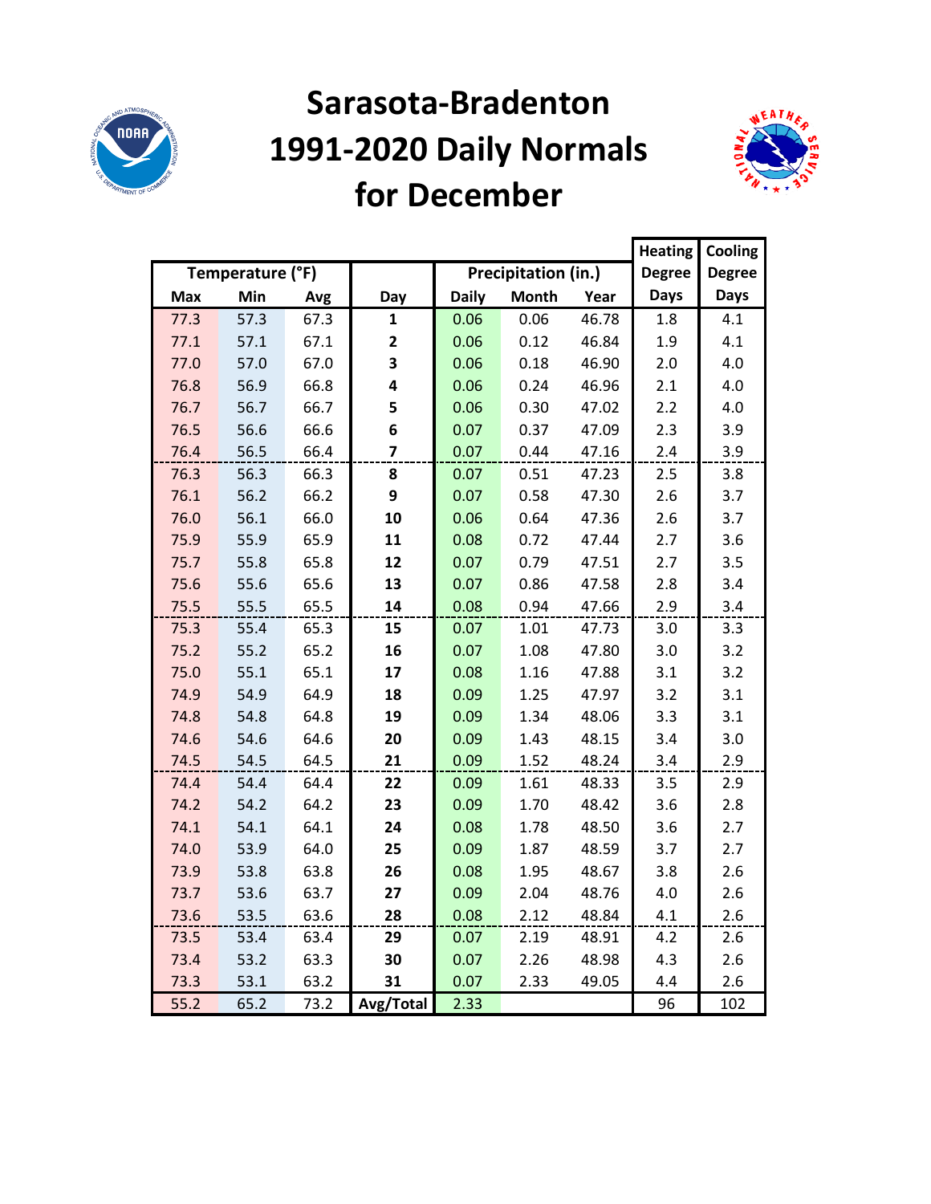# Sarasota-Bradenton 1991-2020 Daily Normals for December

| Temperature (°F) | | | | Precipitation (in.) | | | Heating Degree Days | Cooling Degree Days |
|---|---|---|---|---|---|---|---|---|
| Max | Min | Avg | Day | Daily | Month | Year | | |
| 77.3 | 57.3 | 67.3 | **1** | 0.06 | 0.06 | 46.78 | 1.8 | 4.1 |
| 77.1 | 57.1 | 67.1 | **2** | 0.06 | 0.12 | 46.84 | 1.9 | 4.1 |
| 77.0 | 57.0 | 67.0 | **3** | 0.06 | 0.18 | 46.90 | 2.0 | 4.0 |
| 76.8 | 56.9 | 66.8 | **4** | 0.06 | 0.24 | 46.96 | 2.1 | 4.0 |
| 76.7 | 56.7 | 66.7 | **5** | 0.06 | 0.30 | 47.02 | 2.2 | 4.0 |
| 76.5 | 56.6 | 66.6 | **6** | 0.07 | 0.37 | 47.09 | 2.3 | 3.9 |
| 76.4 | 56.5 | 66.4 | **7** | 0.07 | 0.44 | 47.16 | 2.4 | 3.9 |
| 76.3 | 56.3 | 66.3 | **8** | 0.07 | 0.51 | 47.23 | 2.5 | 3.8 |
| 76.1 | 56.2 | 66.2 | **9** | 0.07 | 0.58 | 47.30 | 2.6 | 3.7 |
| 76.0 | 56.1 | 66.0 | **10** | 0.06 | 0.64 | 47.36 | 2.6 | 3.7 |
| 75.9 | 55.9 | 65.9 | **11** | 0.08 | 0.72 | 47.44 | 2.7 | 3.6 |
| 75.7 | 55.8 | 65.8 | **12** | 0.07 | 0.79 | 47.51 | 2.7 | 3.5 |
| 75.6 | 55.6 | 65.6 | **13** | 0.07 | 0.86 | 47.58 | 2.8 | 3.4 |
| 75.5 | 55.5 | 65.5 | **14** | 0.08 | 0.94 | 47.66 | 2.9 | 3.4 |
| 75.3 | 55.4 | 65.3 | **15** | 0.07 | 1.01 | 47.73 | 3.0 | 3.3 |
| 75.2 | 55.2 | 65.2 | **16** | 0.07 | 1.08 | 47.80 | 3.0 | 3.2 |
| 75.0 | 55.1 | 65.1 | **17** | 0.08 | 1.16 | 47.88 | 3.1 | 3.2 |
| 74.9 | 54.9 | 64.9 | **18** | 0.09 | 1.25 | 47.97 | 3.2 | 3.1 |
| 74.8 | 54.8 | 64.8 | **19** | 0.09 | 1.34 | 48.06 | 3.3 | 3.1 |
| 74.6 | 54.6 | 64.6 | **20** | 0.09 | 1.43 | 48.15 | 3.4 | 3.0 |
| 74.5 | 54.5 | 64.5 | **21** | 0.09 | 1.52 | 48.24 | 3.4 | 2.9 |
| 74.4 | 54.4 | 64.4 | **22** | 0.09 | 1.61 | 48.33 | 3.5 | 2.9 |
| 74.2 | 54.2 | 64.2 | **23** | 0.09 | 1.70 | 48.42 | 3.6 | 2.8 |
| 74.1 | 54.1 | 64.1 | **24** | 0.08 | 1.78 | 48.50 | 3.6 | 2.7 |
| 74.0 | 53.9 | 64.0 | **25** | 0.09 | 1.87 | 48.59 | 3.7 | 2.7 |
| 73.9 | 53.8 | 63.8 | **26** | 0.08 | 1.95 | 48.67 | 3.8 | 2.6 |
| 73.7 | 53.6 | 63.7 | **27** | 0.09 | 2.04 | 48.76 | 4.0 | 2.6 |
| 73.6 | 53.5 | 63.6 | **28** | 0.08 | 2.12 | 48.84 | 4.1 | 2.6 |
| 73.5 | 53.4 | 63.4 | **29** | 0.07 | 2.19 | 48.91 | 4.2 | 2.6 |
| 73.4 | 53.2 | 63.3 | **30** | 0.07 | 2.26 | 48.98 | 4.3 | 2.6 |
| 73.3 | 53.1 | 63.2 | **31** | 0.07 | 2.33 | 49.05 | 4.4 | 2.6 |
| 55.2 | 65.2 | 73.2 | **Avg/Total** | 2.33 | | | 96 | 102 |